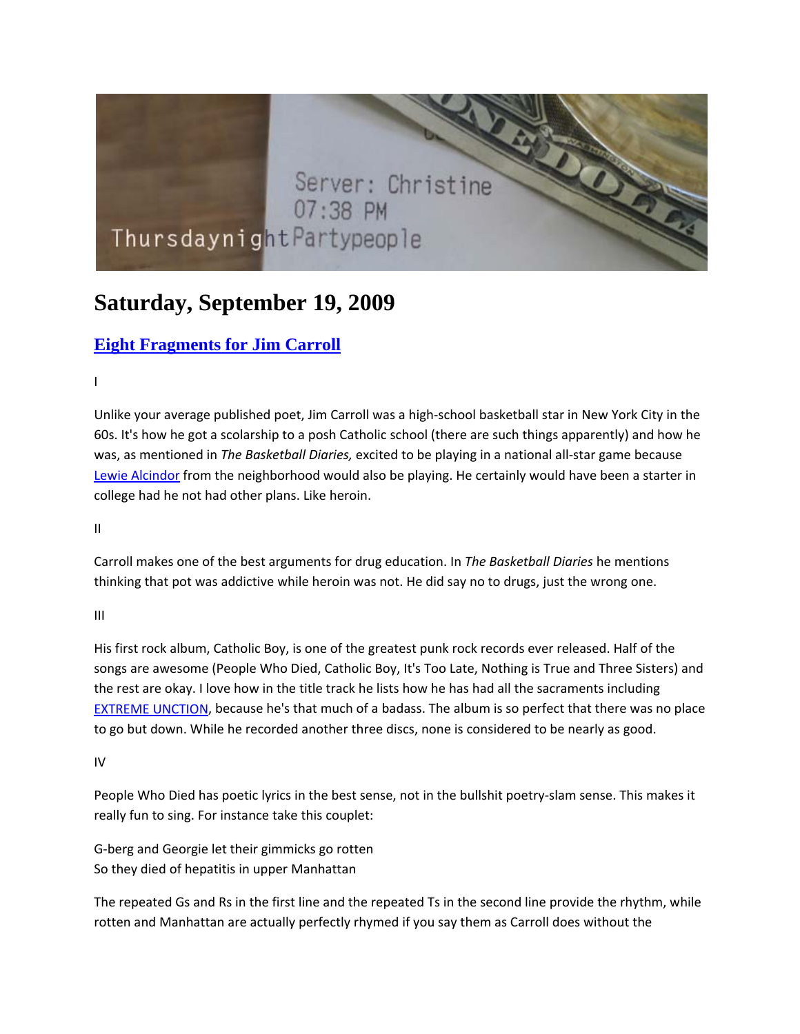# Saturday, September 19, 2009

## Eight Fragments for Jim Carroll

I

Unlike your average published poet, Jim Carroll was a high-school basketball star in New York City in the 60s. It's how he got a scolarship to a posh Catholic school (there are such things apparently) and how he was, as mentioned in *The Basketball Diaries,* excited to be playing in a national all-star game because Lewie Alcindor from the neighborhood would also be playing. He certainly would have been a starter in college had he not had other plans. Like heroin.

II

Carroll makes one of the best arguments for drug education. In *The Basketball Diaries* he mentions thinking that pot was addictive while heroin was not. He did say no to drugs, just the wrong one.

III

His first rock album, Catholic Boy, is one of the greatest punk rock records ever released. Half of the songs are awesome (People Who Died, Catholic Boy, It's Too Late, Nothing is True and Three Sisters) and the rest are okay. I love how in the title track he lists how he has had all the sacraments including EXTREME UNCTION, because he's that much of a badass. The album is so perfect that there was no place to go but down. While he recorded another three discs, none is considered to be nearly as good.

IV

People Who Died has poetic lyrics in the best sense, not in the bullshit poetry-slam sense. This makes it really fun to sing. For instance take this couplet:

G-berg and Georgie let their gimmicks go rotten
So they died of hepatitis in upper Manhattan

The repeated Gs and Rs in the first line and the repeated Ts in the second line provide the rhythm, while rotten and Manhattan are actually perfectly rhymed if you say them as Carroll does without the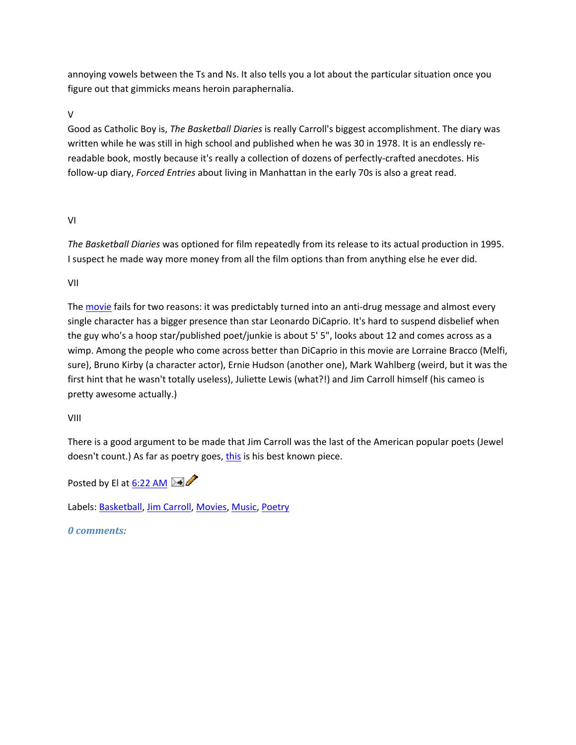annoying vowels between the Ts and Ns. It also tells you a lot about the particular situation once you figure out that gimmicks means heroin paraphernalia.

V

Good as Catholic Boy is, *The Basketball Diaries* is really Carroll's biggest accomplishment. The diary was written while he was still in high school and published when he was 30 in 1978. It is an endlessly re-readable book, mostly because it's really a collection of dozens of perfectly-crafted anecdotes. His follow-up diary, *Forced Entries* about living in Manhattan in the early 70s is also a great read.

VI

*The Basketball Diaries* was optioned for film repeatedly from its release to its actual production in 1995. I suspect he made way more money from all the film options than from anything else he ever did.

VII

The movie fails for two reasons: it was predictably turned into an anti-drug message and almost every single character has a bigger presence than star Leonardo DiCaprio. It's hard to suspend disbelief when the guy who's a hoop star/published poet/junkie is about 5' 5", looks about 12 and comes across as a wimp. Among the people who come across better than DiCaprio in this movie are Lorraine Bracco (Melfi, sure), Bruno Kirby (a character actor), Ernie Hudson (another one), Mark Wahlberg (weird, but it was the first hint that he wasn't totally useless), Juliette Lewis (what?!) and Jim Carroll himself (his cameo is pretty awesome actually.)

VIII

There is a good argument to be made that Jim Carroll was the last of the American popular poets (Jewel doesn't count.) As far as poetry goes, this is his best known piece.

Posted by El at 6:22 AM

Labels: Basketball, Jim Carroll, Movies, Music, Poetry

***0 comments:***